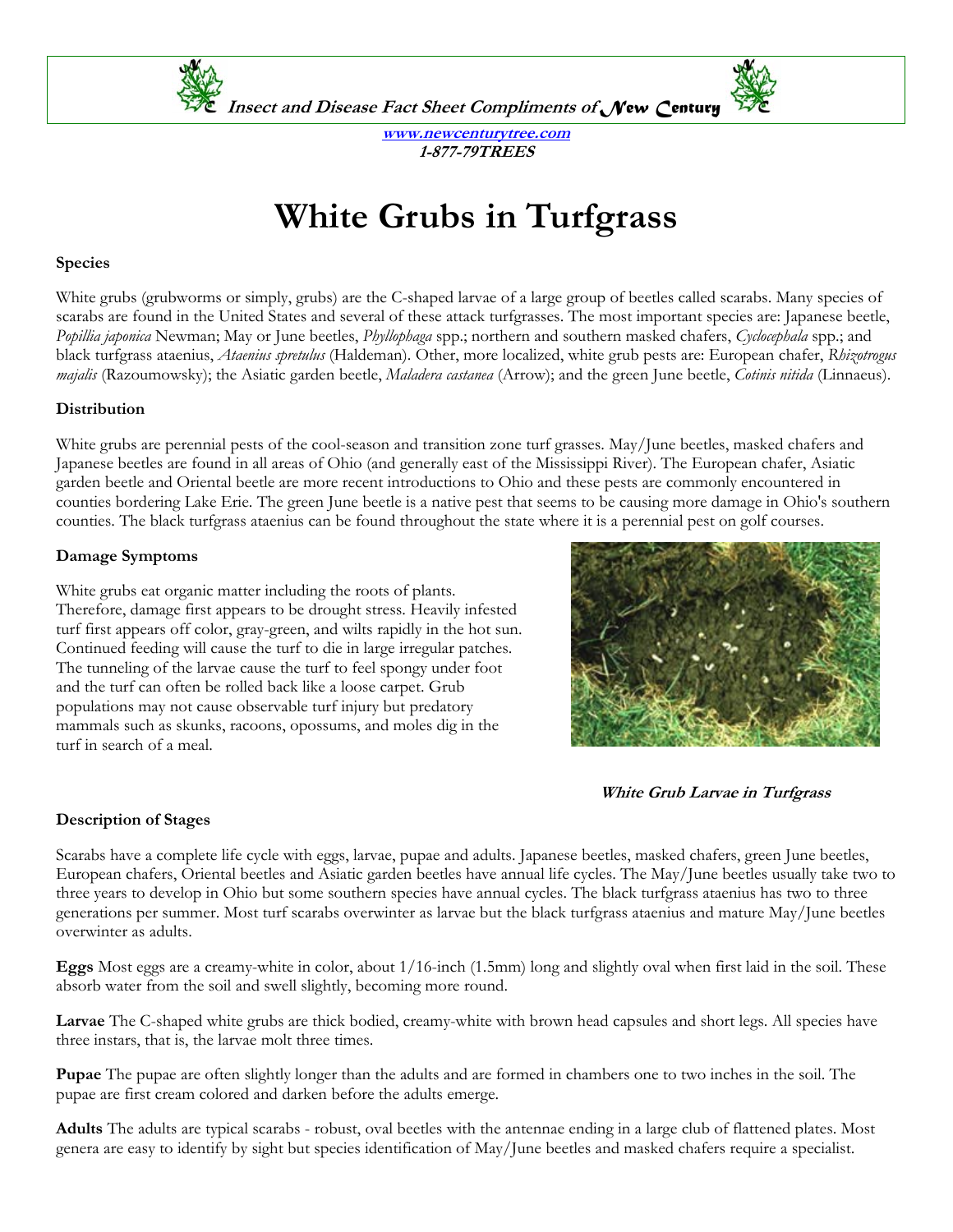Insect and Disease Fact Sheet Compliments of New Century

www.newcenturytree.com
1-877-79TREES

# White Grubs in Turfgrass

### Species

White grubs (grubworms or simply, grubs) are the C-shaped larvae of a large group of beetles called scarabs. Many species of scarabs are found in the United States and several of these attack turfgrasses. The most important species are: Japanese beetle, *Popillia japonica* Newman; May or June beetles, *Phyllophaga* spp.; northern and southern masked chafers, *Cyclocephala* spp.; and black turfgrass ataenius, *Ataenius spretulus* (Haldeman). Other, more localized, white grub pests are: European chafer, *Rhizotrogus majalis* (Razoumowsky); the Asiatic garden beetle, *Maladera castanea* (Arrow); and the green June beetle, *Cotinis nitida* (Linnaeus).

### Distribution

White grubs are perennial pests of the cool-season and transition zone turf grasses. May/June beetles, masked chafers and Japanese beetles are found in all areas of Ohio (and generally east of the Mississippi River). The European chafer, Asiatic garden beetle and Oriental beetle are more recent introductions to Ohio and these pests are commonly encountered in counties bordering Lake Erie. The green June beetle is a native pest that seems to be causing more damage in Ohio's southern counties. The black turfgrass ataenius can be found throughout the state where it is a perennial pest on golf courses.

### Damage Symptoms

White grubs eat organic matter including the roots of plants. Therefore, damage first appears to be drought stress. Heavily infested turf first appears off color, gray-green, and wilts rapidly in the hot sun. Continued feeding will cause the turf to die in large irregular patches. The tunneling of the larvae cause the turf to feel spongy under foot and the turf can often be rolled back like a loose carpet. Grub populations may not cause observable turf injury but predatory mammals such as skunks, racoons, opossums, and moles dig in the turf in search of a meal.

***White Grub Larvae in Turfgrass***

### Description of Stages

Scarabs have a complete life cycle with eggs, larvae, pupae and adults. Japanese beetles, masked chafers, green June beetles, European chafers, Oriental beetles and Asiatic garden beetles have annual life cycles. The May/June beetles usually take two to three years to develop in Ohio but some southern species have annual cycles. The black turfgrass ataenius has two to three generations per summer. Most turf scarabs overwinter as larvae but the black turfgrass ataenius and mature May/June beetles overwinter as adults.

**Eggs** Most eggs are a creamy-white in color, about 1/16-inch (1.5mm) long and slightly oval when first laid in the soil. These absorb water from the soil and swell slightly, becoming more round.

**Larvae** The C-shaped white grubs are thick bodied, creamy-white with brown head capsules and short legs. All species have three instars, that is, the larvae molt three times.

**Pupae** The pupae are often slightly longer than the adults and are formed in chambers one to two inches in the soil. The pupae are first cream colored and darken before the adults emerge.

**Adults** The adults are typical scarabs - robust, oval beetles with the antennae ending in a large club of flattened plates. Most genera are easy to identify by sight but species identification of May/June beetles and masked chafers require a specialist.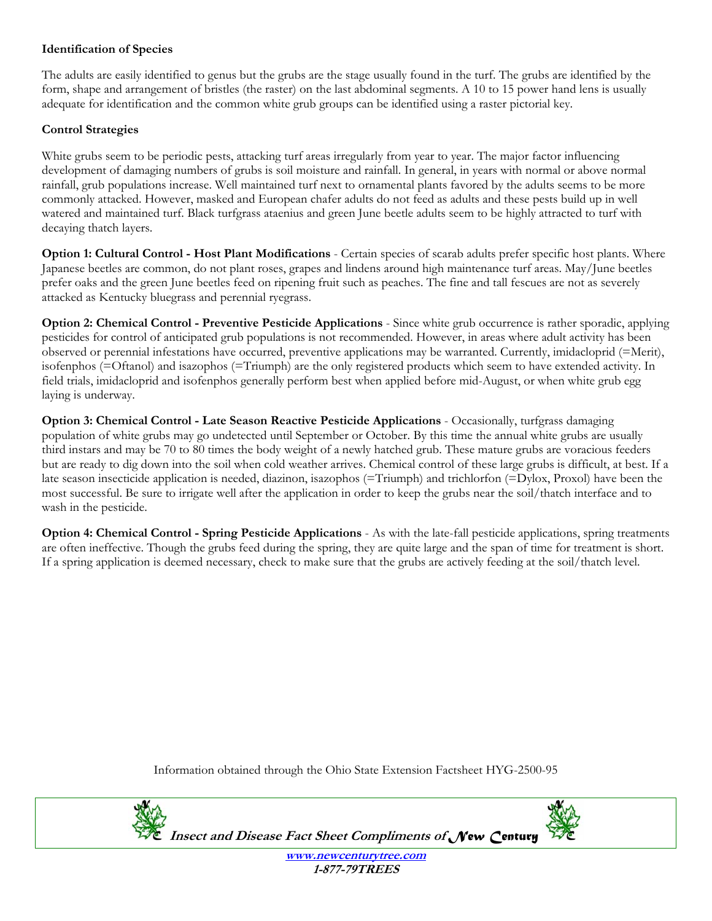**Identification of Species**

The adults are easily identified to genus but the grubs are the stage usually found in the turf. The grubs are identified by the form, shape and arrangement of bristles (the raster) on the last abdominal segments. A 10 to 15 power hand lens is usually adequate for identification and the common white grub groups can be identified using a raster pictorial key.

**Control Strategies**

White grubs seem to be periodic pests, attacking turf areas irregularly from year to year. The major factor influencing development of damaging numbers of grubs is soil moisture and rainfall. In general, in years with normal or above normal rainfall, grub populations increase. Well maintained turf next to ornamental plants favored by the adults seems to be more commonly attacked. However, masked and European chafer adults do not feed as adults and these pests build up in well watered and maintained turf. Black turfgrass ataenius and green June beetle adults seem to be highly attracted to turf with decaying thatch layers.

**Option 1: Cultural Control - Host Plant Modifications** - Certain species of scarab adults prefer specific host plants. Where Japanese beetles are common, do not plant roses, grapes and lindens around high maintenance turf areas. May/June beetles prefer oaks and the green June beetles feed on ripening fruit such as peaches. The fine and tall fescues are not as severely attacked as Kentucky bluegrass and perennial ryegrass.

**Option 2: Chemical Control - Preventive Pesticide Applications** - Since white grub occurrence is rather sporadic, applying pesticides for control of anticipated grub populations is not recommended. However, in areas where adult activity has been observed or perennial infestations have occurred, preventive applications may be warranted. Currently, imidacloprid (=Merit), isofenphos (=Oftanol) and isazophos (=Triumph) are the only registered products which seem to have extended activity. In field trials, imidacloprid and isofenphos generally perform best when applied before mid-August, or when white grub egg laying is underway.

**Option 3: Chemical Control - Late Season Reactive Pesticide Applications** - Occasionally, turfgrass damaging population of white grubs may go undetected until September or October. By this time the annual white grubs are usually third instars and may be 70 to 80 times the body weight of a newly hatched grub. These mature grubs are voracious feeders but are ready to dig down into the soil when cold weather arrives. Chemical control of these large grubs is difficult, at best. If a late season insecticide application is needed, diazinon, isazophos (=Triumph) and trichlorfon (=Dylox, Proxol) have been the most successful. Be sure to irrigate well after the application in order to keep the grubs near the soil/thatch interface and to wash in the pesticide.

**Option 4: Chemical Control - Spring Pesticide Applications** - As with the late-fall pesticide applications, spring treatments are often ineffective. Though the grubs feed during the spring, they are quite large and the span of time for treatment is short. If a spring application is deemed necessary, check to make sure that the grubs are actively feeding at the soil/thatch level.

Information obtained through the Ohio State Extension Factsheet HYG-2500-95

***Insect and Disease Fact Sheet Compliments of New Century***

***www.newcenturytree.com***
***1-877-79TREES***